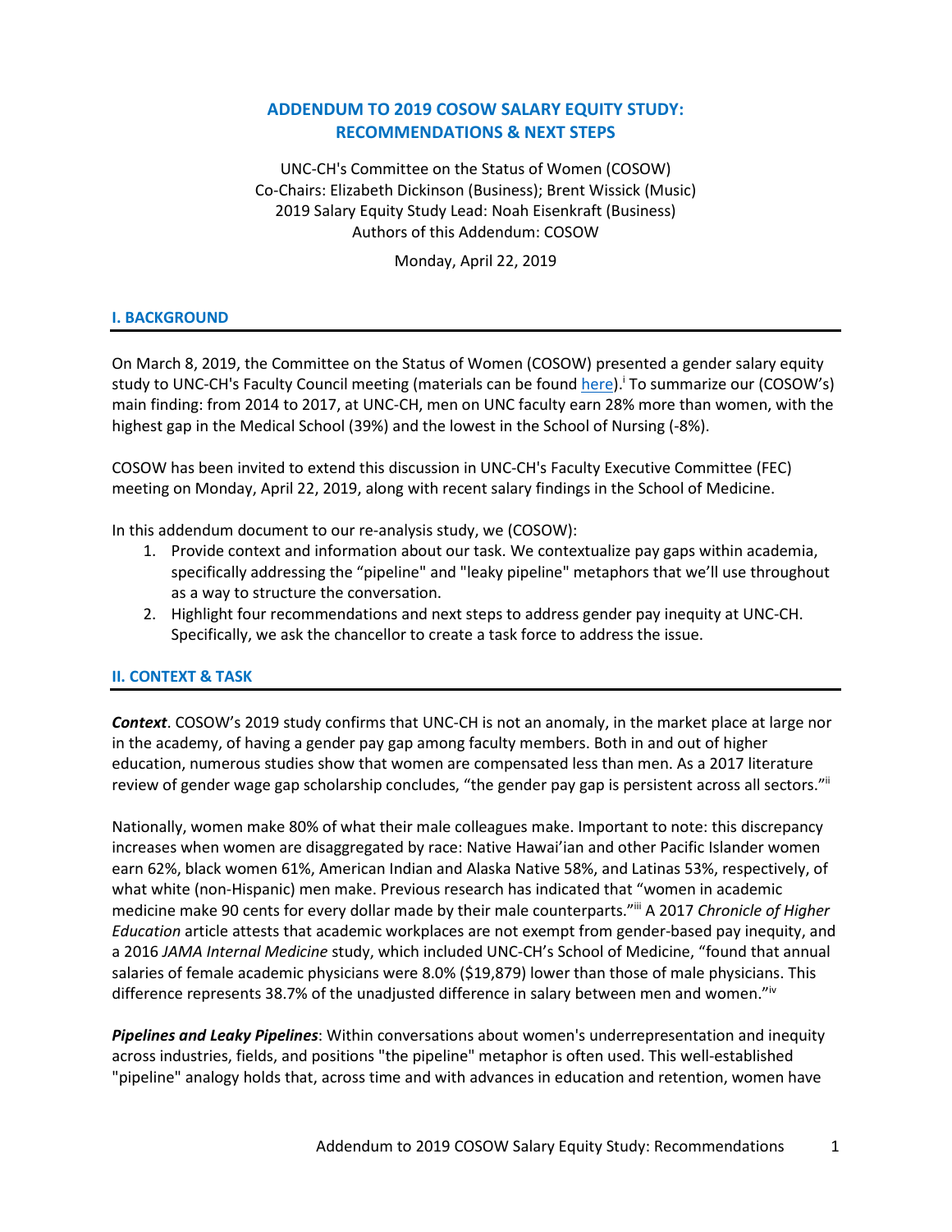# ADDENDUM TO 2019 COSOW SALARY EQUITY STUDY: RECOMMENDATIONS & NEXT STEPS

UNC-CH's Committee on the Status of Women (COSOW)
Co-Chairs: Elizabeth Dickinson (Business); Brent Wissick (Music)
2019 Salary Equity Study Lead: Noah Eisenkraft (Business)
Authors of this Addendum: COSOW

Monday, April 22, 2019

## I. BACKGROUND

On March 8, 2019, the Committee on the Status of Women (COSOW) presented a gender salary equity study to UNC-CH's Faculty Council meeting (materials can be found here).[i] To summarize our (COSOW's) main finding: from 2014 to 2017, at UNC-CH, men on UNC faculty earn 28% more than women, with the highest gap in the Medical School (39%) and the lowest in the School of Nursing (-8%).

COSOW has been invited to extend this discussion in UNC-CH's Faculty Executive Committee (FEC) meeting on Monday, April 22, 2019, along with recent salary findings in the School of Medicine.

In this addendum document to our re-analysis study, we (COSOW):

1. Provide context and information about our task. We contextualize pay gaps within academia, specifically addressing the "pipeline" and "leaky pipeline" metaphors that we'll use throughout as a way to structure the conversation.
2. Highlight four recommendations and next steps to address gender pay inequity at UNC-CH. Specifically, we ask the chancellor to create a task force to address the issue.

## II. CONTEXT & TASK

***Context***. COSOW's 2019 study confirms that UNC-CH is not an anomaly, in the market place at large nor in the academy, of having a gender pay gap among faculty members. Both in and out of higher education, numerous studies show that women are compensated less than men. As a 2017 literature review of gender wage gap scholarship concludes, "the gender pay gap is persistent across all sectors."[ii]

Nationally, women make 80% of what their male colleagues make. Important to note: this discrepancy increases when women are disaggregated by race: Native Hawai'ian and other Pacific Islander women earn 62%, black women 61%, American Indian and Alaska Native 58%, and Latinas 53%, respectively, of what white (non-Hispanic) men make. Previous research has indicated that "women in academic medicine make 90 cents for every dollar made by their male counterparts."[iii] A 2017 *Chronicle of Higher Education* article attests that academic workplaces are not exempt from gender-based pay inequity, and a 2016 *JAMA Internal Medicine* study, which included UNC-CH's School of Medicine, "found that annual salaries of female academic physicians were 8.0% ($19,879) lower than those of male physicians. This difference represents 38.7% of the unadjusted difference in salary between men and women."[iv]

***Pipelines and Leaky Pipelines***: Within conversations about women's underrepresentation and inequity across industries, fields, and positions "the pipeline" metaphor is often used. This well-established "pipeline" analogy holds that, across time and with advances in education and retention, women have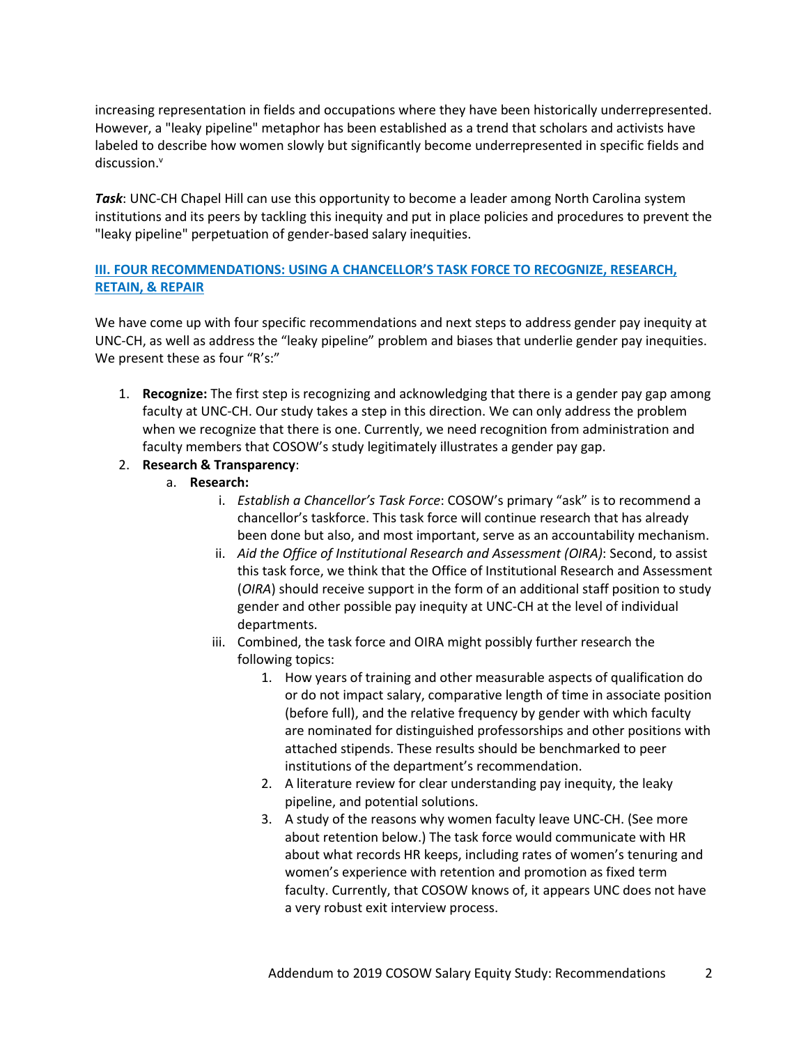increasing representation in fields and occupations where they have been historically underrepresented. However, a "leaky pipeline" metaphor has been established as a trend that scholars and activists have labeled to describe how women slowly but significantly become underrepresented in specific fields and discussion.[v]

***Task***: UNC-CH Chapel Hill can use this opportunity to become a leader among North Carolina system institutions and its peers by tackling this inequity and put in place policies and procedures to prevent the "leaky pipeline" perpetuation of gender-based salary inequities.

## III. FOUR RECOMMENDATIONS: USING A CHANCELLOR'S TASK FORCE TO RECOGNIZE, RESEARCH, RETAIN, & REPAIR

We have come up with four specific recommendations and next steps to address gender pay inequity at UNC-CH, as well as address the "leaky pipeline" problem and biases that underlie gender pay inequities. We present these as four "R's:"

1. **Recognize:** The first step is recognizing and acknowledging that there is a gender pay gap among faculty at UNC-CH. Our study takes a step in this direction. We can only address the problem when we recognize that there is one. Currently, we need recognition from administration and faculty members that COSOW's study legitimately illustrates a gender pay gap.
2. **Research & Transparency**:
   a. **Research:**
      i. *Establish a Chancellor's Task Force*: COSOW's primary "ask" is to recommend a chancellor's taskforce. This task force will continue research that has already been done but also, and most important, serve as an accountability mechanism.
      ii. *Aid the Office of Institutional Research and Assessment (OIRA)*: Second, to assist this task force, we think that the Office of Institutional Research and Assessment (*OIRA*) should receive support in the form of an additional staff position to study gender and other possible pay inequity at UNC-CH at the level of individual departments.
      iii. Combined, the task force and OIRA might possibly further research the following topics:
         1. How years of training and other measurable aspects of qualification do or do not impact salary, comparative length of time in associate position (before full), and the relative frequency by gender with which faculty are nominated for distinguished professorships and other positions with attached stipends. These results should be benchmarked to peer institutions of the department's recommendation.
         2. A literature review for clear understanding pay inequity, the leaky pipeline, and potential solutions.
         3. A study of the reasons why women faculty leave UNC-CH. (See more about retention below.) The task force would communicate with HR about what records HR keeps, including rates of women's tenuring and women's experience with retention and promotion as fixed term faculty. Currently, that COSOW knows of, it appears UNC does not have a very robust exit interview process.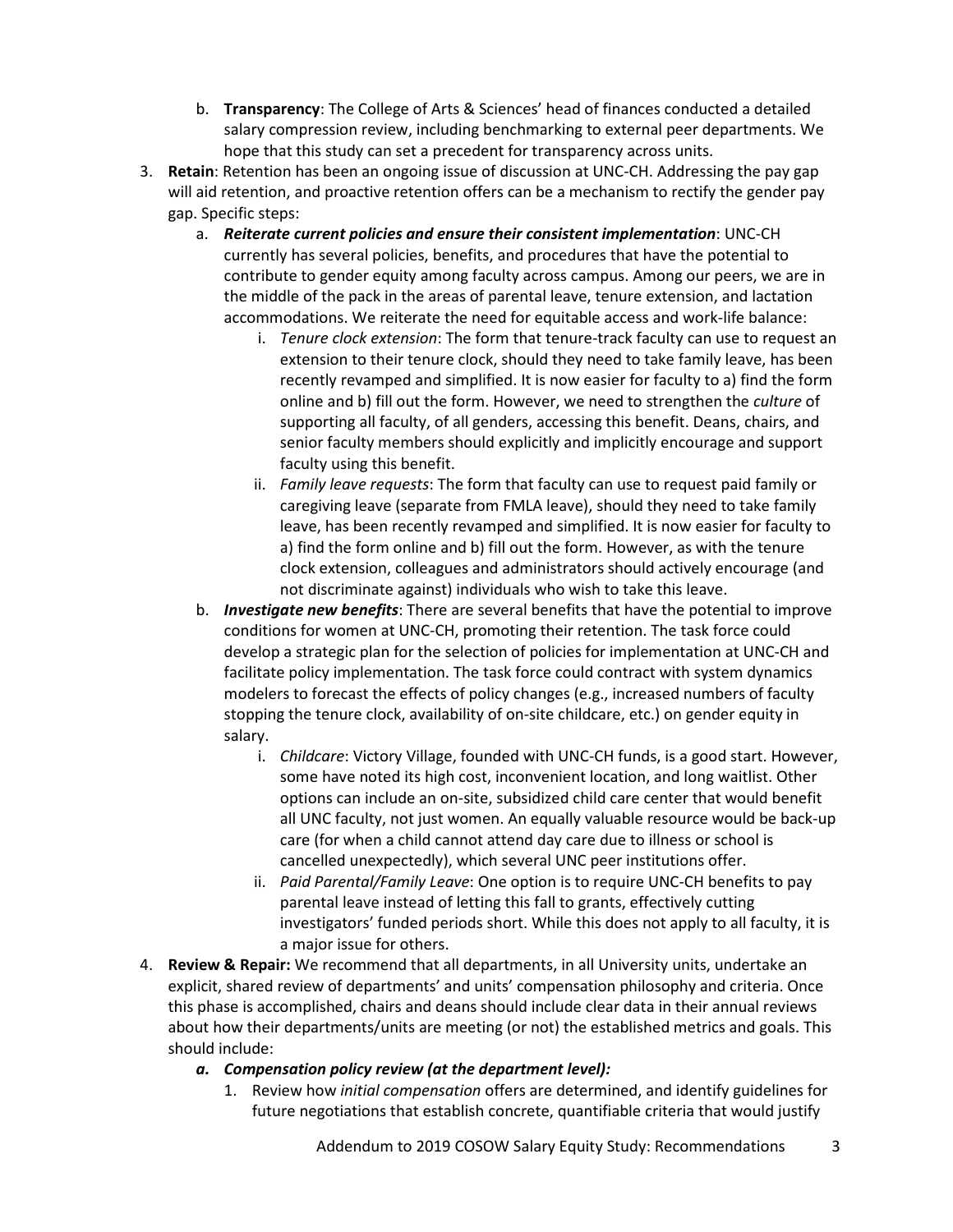b. **Transparency**: The College of Arts & Sciences' head of finances conducted a detailed salary compression review, including benchmarking to external peer departments. We hope that this study can set a precedent for transparency across units.

3. **Retain**: Retention has been an ongoing issue of discussion at UNC-CH. Addressing the pay gap will aid retention, and proactive retention offers can be a mechanism to rectify the gender pay gap. Specific steps:
   a. ***Reiterate current policies and ensure their consistent implementation***: UNC-CH currently has several policies, benefits, and procedures that have the potential to contribute to gender equity among faculty across campus. Among our peers, we are in the middle of the pack in the areas of parental leave, tenure extension, and lactation accommodations. We reiterate the need for equitable access and work-life balance:
      i. *Tenure clock extension*: The form that tenure-track faculty can use to request an extension to their tenure clock, should they need to take family leave, has been recently revamped and simplified. It is now easier for faculty to a) find the form online and b) fill out the form. However, we need to strengthen the *culture* of supporting all faculty, of all genders, accessing this benefit. Deans, chairs, and senior faculty members should explicitly and implicitly encourage and support faculty using this benefit.
      ii. *Family leave requests*: The form that faculty can use to request paid family or caregiving leave (separate from FMLA leave), should they need to take family leave, has been recently revamped and simplified. It is now easier for faculty to a) find the form online and b) fill out the form. However, as with the tenure clock extension, colleagues and administrators should actively encourage (and not discriminate against) individuals who wish to take this leave.
   b. ***Investigate new benefits***: There are several benefits that have the potential to improve conditions for women at UNC-CH, promoting their retention. The task force could develop a strategic plan for the selection of policies for implementation at UNC-CH and facilitate policy implementation. The task force could contract with system dynamics modelers to forecast the effects of policy changes (e.g., increased numbers of faculty stopping the tenure clock, availability of on-site childcare, etc.) on gender equity in salary.
      i. *Childcare*: Victory Village, founded with UNC-CH funds, is a good start. However, some have noted its high cost, inconvenient location, and long waitlist. Other options can include an on-site, subsidized child care center that would benefit all UNC faculty, not just women. An equally valuable resource would be back-up care (for when a child cannot attend day care due to illness or school is cancelled unexpectedly), which several UNC peer institutions offer.
      ii. *Paid Parental/Family Leave*: One option is to require UNC-CH benefits to pay parental leave instead of letting this fall to grants, effectively cutting investigators' funded periods short. While this does not apply to all faculty, it is a major issue for others.

4. **Review & Repair:** We recommend that all departments, in all University units, undertake an explicit, shared review of departments' and units' compensation philosophy and criteria. Once this phase is accomplished, chairs and deans should include clear data in their annual reviews about how their departments/units are meeting (or not) the established metrics and goals. This should include:
   a. ***Compensation policy review (at the department level):***
      1. Review how *initial compensation* offers are determined, and identify guidelines for future negotiations that establish concrete, quantifiable criteria that would justify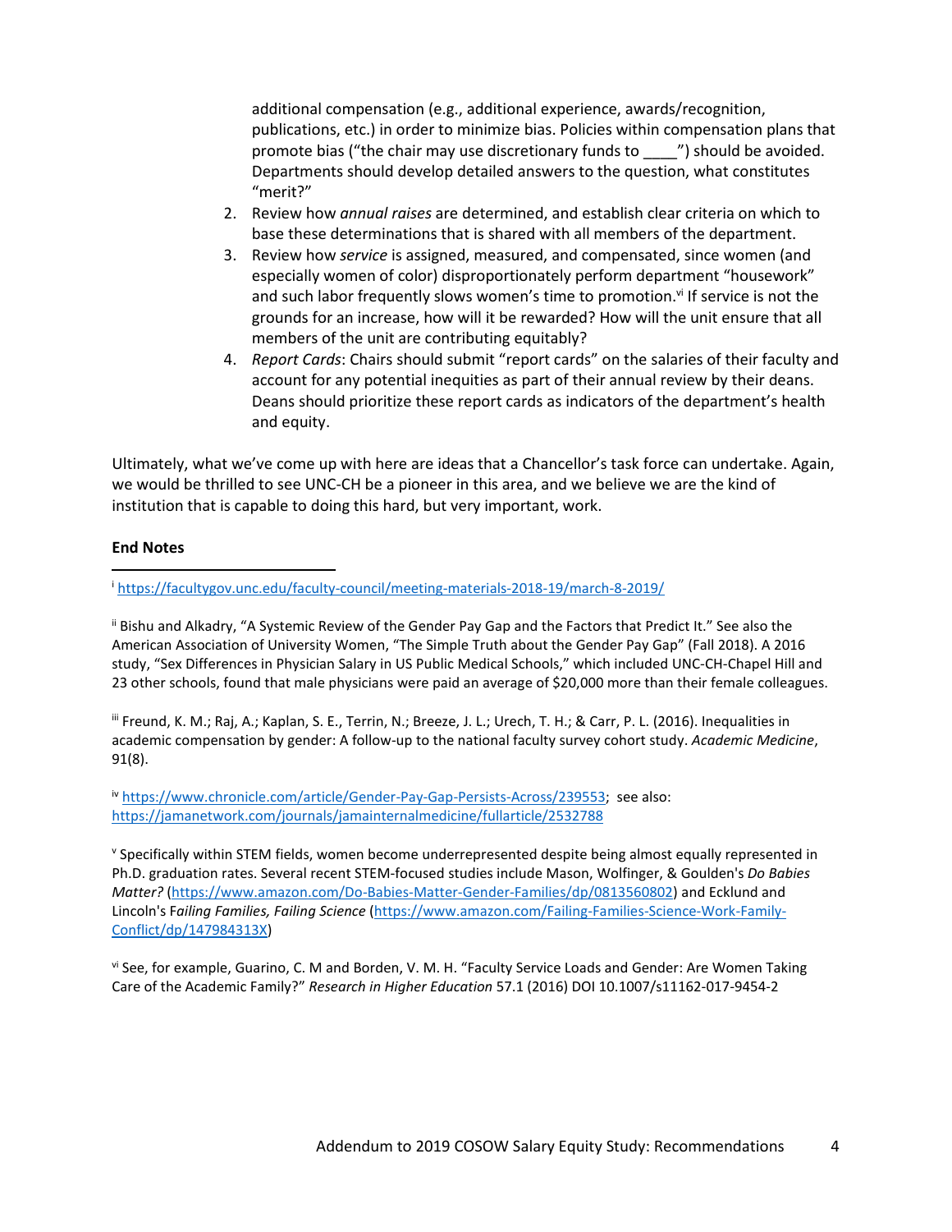additional compensation (e.g., additional experience, awards/recognition, publications, etc.) in order to minimize bias. Policies within compensation plans that promote bias ("the chair may use discretionary funds to ____") should be avoided. Departments should develop detailed answers to the question, what constitutes "merit?"

2. Review how *annual raises* are determined, and establish clear criteria on which to base these determinations that is shared with all members of the department.
3. Review how *service* is assigned, measured, and compensated, since women (and especially women of color) disproportionately perform department "housework" and such labor frequently slows women's time to promotion.[vi] If service is not the grounds for an increase, how will it be rewarded? How will the unit ensure that all members of the unit are contributing equitably?
4. *Report Cards*: Chairs should submit "report cards" on the salaries of their faculty and account for any potential inequities as part of their annual review by their deans. Deans should prioritize these report cards as indicators of the department's health and equity.

Ultimately, what we've come up with here are ideas that a Chancellor's task force can undertake. Again, we would be thrilled to see UNC-CH be a pioneer in this area, and we believe we are the kind of institution that is capable to doing this hard, but very important, work.

**End Notes**

[i] https://facultygov.unc.edu/faculty-council/meeting-materials-2018-19/march-8-2019/

[ii] Bishu and Alkadry, "A Systemic Review of the Gender Pay Gap and the Factors that Predict It." See also the American Association of University Women, "The Simple Truth about the Gender Pay Gap" (Fall 2018). A 2016 study, "Sex Differences in Physician Salary in US Public Medical Schools," which included UNC-CH-Chapel Hill and 23 other schools, found that male physicians were paid an average of $20,000 more than their female colleagues.

[iii] Freund, K. M.; Raj, A.; Kaplan, S. E., Terrin, N.; Breeze, J. L.; Urech, T. H.; & Carr, P. L. (2016). Inequalities in academic compensation by gender: A follow-up to the national faculty survey cohort study. *Academic Medicine*, 91(8).

[iv] https://www.chronicle.com/article/Gender-Pay-Gap-Persists-Across/239553; see also: https://jamanetwork.com/journals/jamainternalmedicine/fullarticle/2532788

[v] Specifically within STEM fields, women become underrepresented despite being almost equally represented in Ph.D. graduation rates. Several recent STEM-focused studies include Mason, Wolfinger, & Goulden's *Do Babies Matter?* (https://www.amazon.com/Do-Babies-Matter-Gender-Families/dp/0813560802) and Ecklund and Lincoln's F*ailing Families, Failing Science* (https://www.amazon.com/Failing-Families-Science-Work-Family-Conflict/dp/147984313X)

[vi] See, for example, Guarino, C. M and Borden, V. M. H. "Faculty Service Loads and Gender: Are Women Taking Care of the Academic Family?" *Research in Higher Education* 57.1 (2016) DOI 10.1007/s11162-017-9454-2